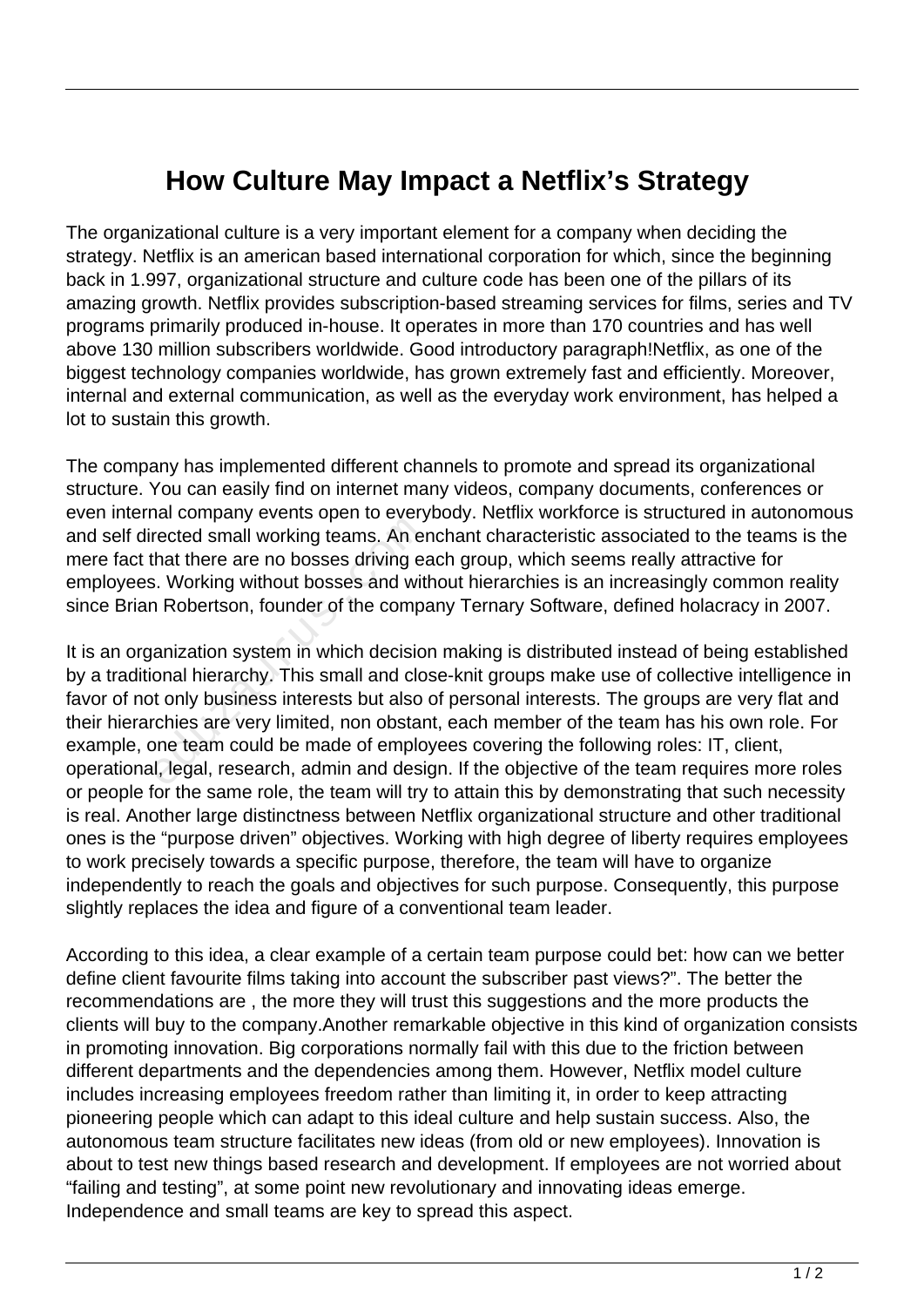# How Culture May Impact a Netflix's Strategy

The organizational culture is a very important element for a company when deciding the strategy. Netflix is an american based international corporation for which, since the beginning back in 1.997, organizational structure and culture code has been one of the pillars of its amazing growth. Netflix provides subscription-based streaming services for films, series and TV programs primarily produced in-house. It operates in more than 170 countries and has well above 130 million subscribers worldwide. Good introductory paragraph!Netflix, as one of the biggest technology companies worldwide, has grown extremely fast and efficiently. Moreover, internal and external communication, as well as the everyday work environment, has helped a lot to sustain this growth.

The company has implemented different channels to promote and spread its organizational structure. You can easily find on internet many videos, company documents, conferences or even internal company events open to everybody. Netflix workforce is structured in autonomous and self directed small working teams. An enchant characteristic associated to the teams is the mere fact that there are no bosses driving each group, which seems really attractive for employees. Working without bosses and without hierarchies is an increasingly common reality since Brian Robertson, founder of the company Ternary Software, defined holacracy in 2007.

It is an organization system in which decision making is distributed instead of being established by a traditional hierarchy. This small and close-knit groups make use of collective intelligence in favor of not only business interests but also of personal interests. The groups are very flat and their hierarchies are very limited, non obstant, each member of the team has his own role. For example, one team could be made of employees covering the following roles: IT, client, operational, legal, research, admin and design. If the objective of the team requires more roles or people for the same role, the team will try to attain this by demonstrating that such necessity is real. Another large distinctness between Netflix organizational structure and other traditional ones is the "purpose driven" objectives. Working with high degree of liberty requires employees to work precisely towards a specific purpose, therefore, the team will have to organize independently to reach the goals and objectives for such purpose. Consequently, this purpose slightly replaces the idea and figure of a conventional team leader.

According to this idea, a clear example of a certain team purpose could bet: how can we better define client favourite films taking into account the subscriber past views?". The better the recommendations are , the more they will trust this suggestions and the more products the clients will buy to the company.Another remarkable objective in this kind of organization consists in promoting innovation. Big corporations normally fail with this due to the friction between different departments and the dependencies among them. However, Netflix model culture includes increasing employees freedom rather than limiting it, in order to keep attracting pioneering people which can adapt to this ideal culture and help sustain success. Also, the autonomous team structure facilitates new ideas (from old or new employees). Innovation is about to test new things based research and development. If employees are not worried about "failing and testing", at some point new revolutionary and innovating ideas emerge. Independence and small teams are key to spread this aspect.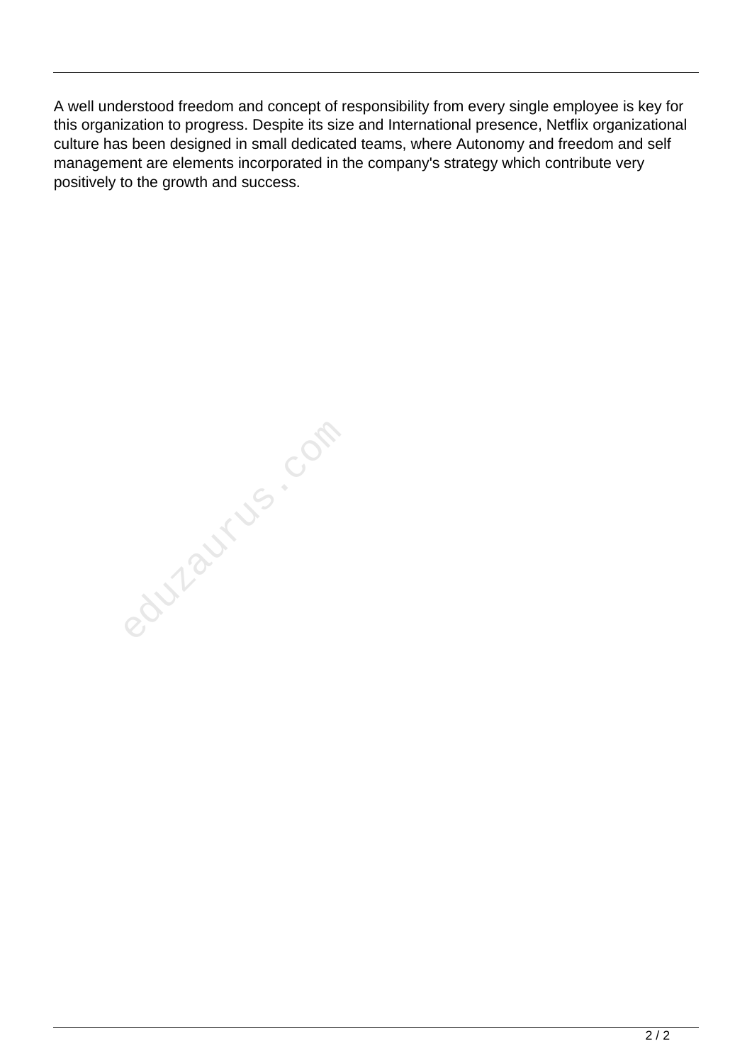A well understood freedom and concept of responsibility from every single employee is key for this organization to progress. Despite its size and International presence, Netflix organizational culture has been designed in small dedicated teams, where Autonomy and freedom and self management are elements incorporated in the company's strategy which contribute very positively to the growth and success.